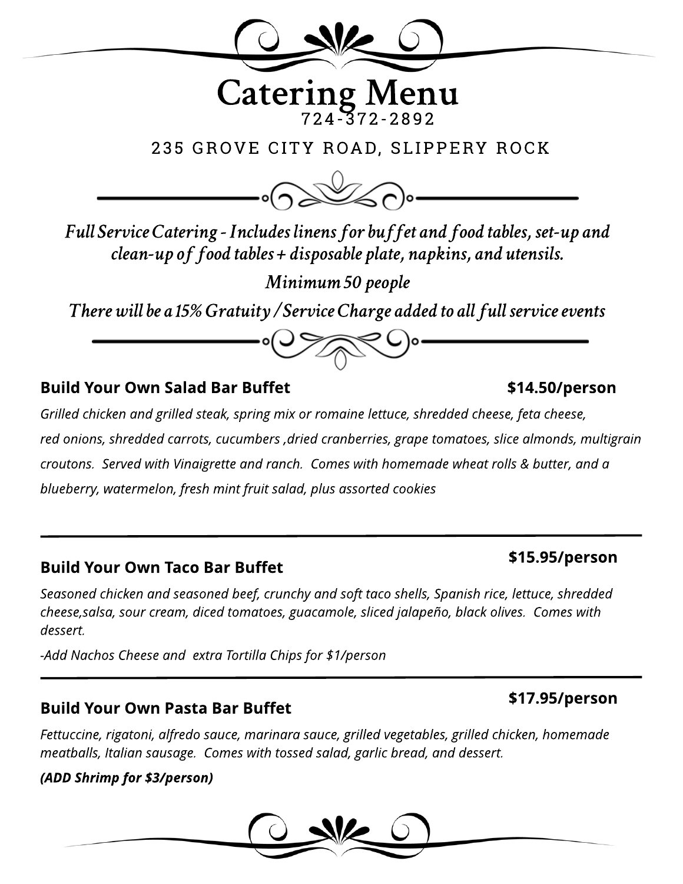# Catering Menu

724-372-2892

235 GROVE CITY ROAD, SLIPPERY ROCK

*Full Service Catering - Includes linens for buffet and food tables, set-up and clean-up of food tables + disposable plate, napkins, and utensils.*

*Minimum 50 people*

*There will be a 15% Gratuity / Service Charge added to all full service events*

---

**Build Your Own Salad Bar Buffet** **$14.50/person**

*Grilled chicken and grilled steak, spring mix or romaine lettuce, shredded cheese, feta cheese, red onions, shredded carrots, cucumbers ,dried cranberries, grape tomatoes, slice almonds, multigrain croutons. Served with Vinaigrette and ranch. Comes with homemade wheat rolls & butter, and a blueberry, watermelon, fresh mint fruit salad, plus assorted cookies*

---

**Build Your Own Taco Bar Buffet** **$15.95/person**

*Seasoned chicken and seasoned beef, crunchy and soft taco shells, Spanish rice, lettuce, shredded cheese,salsa, sour cream, diced tomatoes, guacamole, sliced jalapeño, black olives. Comes with dessert.*

*-Add Nachos Cheese and extra Tortilla Chips for $1/person*

---

**Build Your Own Pasta Bar Buffet** **$17.95/person**

*Fettuccine, rigatoni, alfredo sauce, marinara sauce, grilled vegetables, grilled chicken, homemade meatballs, Italian sausage. Comes with tossed salad, garlic bread, and dessert.*

***(ADD Shrimp for $3/person)***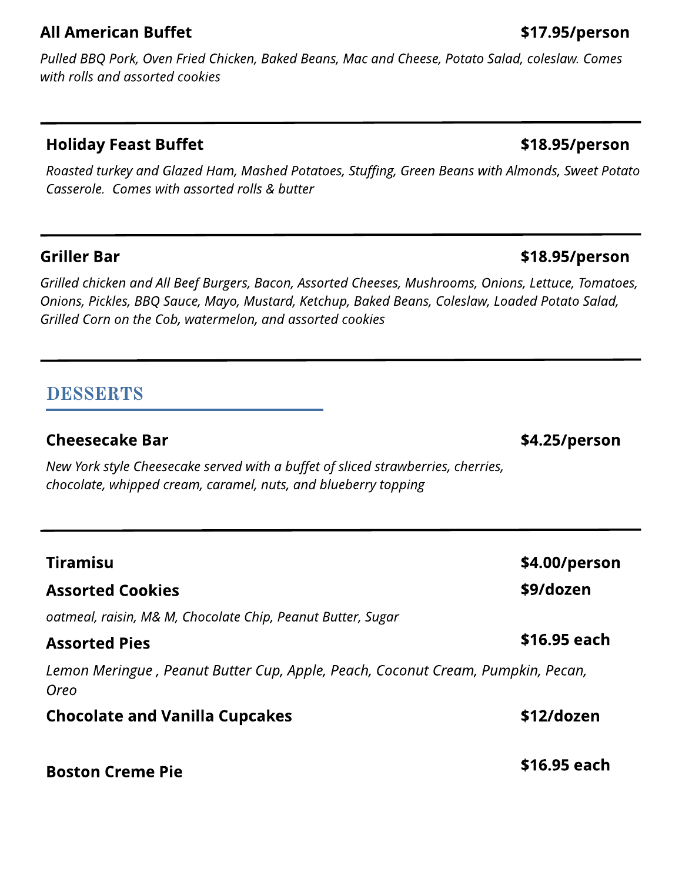**All American Buffet** **$17.95/person**

*Pulled BBQ Pork, Oven Fried Chicken, Baked Beans, Mac and Cheese, Potato Salad, coleslaw. Comes with rolls and assorted cookies*

---

**Holiday Feast Buffet** **$18.95/person**

*Roasted turkey and Glazed Ham, Mashed Potatoes, Stuffing, Green Beans with Almonds, Sweet Potato Casserole. Comes with assorted rolls & butter*

---

**Griller Bar** **$18.95/person**

*Grilled chicken and All Beef Burgers, Bacon, Assorted Cheeses, Mushrooms, Onions, Lettuce, Tomatoes, Onions, Pickles, BBQ Sauce, Mayo, Mustard, Ketchup, Baked Beans, Coleslaw, Loaded Potato Salad, Grilled Corn on the Cob, watermelon, and assorted cookies*

---

## DESSERTS

**Cheesecake Bar** **$4.25/person**

*New York style Cheesecake served with a buffet of sliced strawberries, cherries, chocolate, whipped cream, caramel, nuts, and blueberry topping*

---

**Tiramisu** **$4.00/person**

**Assorted Cookies** **$9/dozen**

*oatmeal, raisin, M& M, Chocolate Chip, Peanut Butter, Sugar*

**Assorted Pies** **$16.95 each**

*Lemon Meringue , Peanut Butter Cup, Apple, Peach, Coconut Cream, Pumpkin, Pecan, Oreo*

**Chocolate and Vanilla Cupcakes** **$12/dozen**

**Boston Creme Pie** **$16.95 each**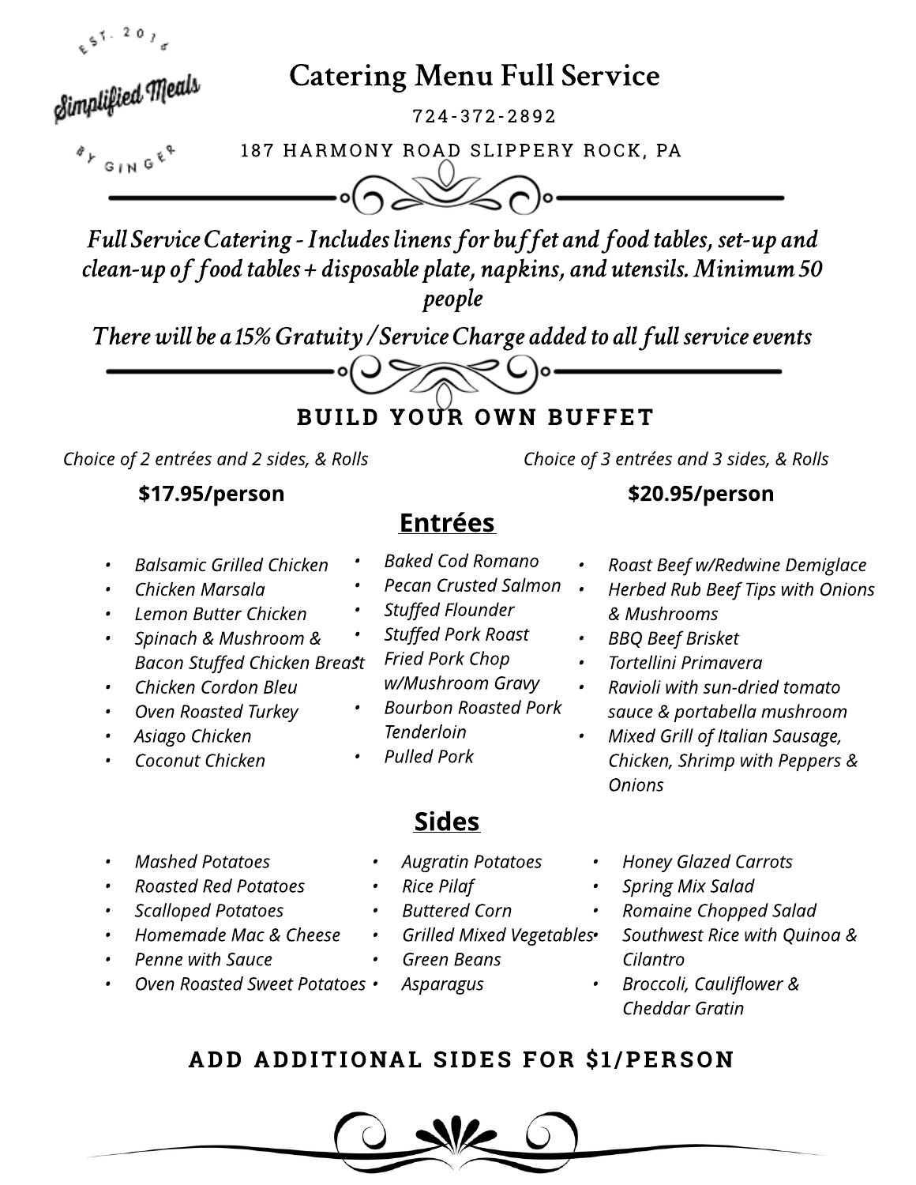EST. 2016

Simplified Meals

BY GINGER

# Catering Menu Full Service

724-372-2892

187 HARMONY ROAD SLIPPERY ROCK, PA

*Full Service Catering - Includes linens for buffet and food tables, set-up and clean-up of food tables + disposable plate, napkins, and utensils. Minimum 50 people*

*There will be a 15% Gratuity / Service Charge added to all full service events*

## BUILD YOUR OWN BUFFET

*Choice of 2 entrées and 2 sides, & Rolls*

**$17.95/person**

*Choice of 3 entrées and 3 sides, & Rolls*

**$20.95/person**

### Entrées

- *Balsamic Grilled Chicken*
- *Chicken Marsala*
- *Lemon Butter Chicken*
- *Spinach & Mushroom & Bacon Stuffed Chicken Breast*
- *Chicken Cordon Bleu*
- *Oven Roasted Turkey*
- *Asiago Chicken*
- *Coconut Chicken*
- *Baked Cod Romano*
- *Pecan Crusted Salmon*
- *Stuffed Flounder*
- *Stuffed Pork Roast*
- *Fried Pork Chop w/Mushroom Gravy*
- *Bourbon Roasted Pork Tenderloin*
- *Pulled Pork*
- *Roast Beef w/Redwine Demiglace*
- *Herbed Rub Beef Tips with Onions & Mushrooms*
- *BBQ Beef Brisket*
- *Tortellini Primavera*
- *Ravioli with sun-dried tomato sauce & portabella mushroom*
- *Mixed Grill of Italian Sausage, Chicken, Shrimp with Peppers & Onions*

### Sides

- *Mashed Potatoes*
- *Roasted Red Potatoes*
- *Scalloped Potatoes*
- *Homemade Mac & Cheese*
- *Penne with Sauce*
- *Oven Roasted Sweet Potatoes*
- *Augratin Potatoes*
- *Rice Pilaf*
- *Buttered Corn*
- *Grilled Mixed Vegetables*
- *Green Beans*
- *Asparagus*
- *Honey Glazed Carrots*
- *Spring Mix Salad*
- *Romaine Chopped Salad*
- *Southwest Rice with Quinoa & Cilantro*
- *Broccoli, Cauliflower & Cheddar Gratin*

## ADD ADDITIONAL SIDES FOR $1/PERSON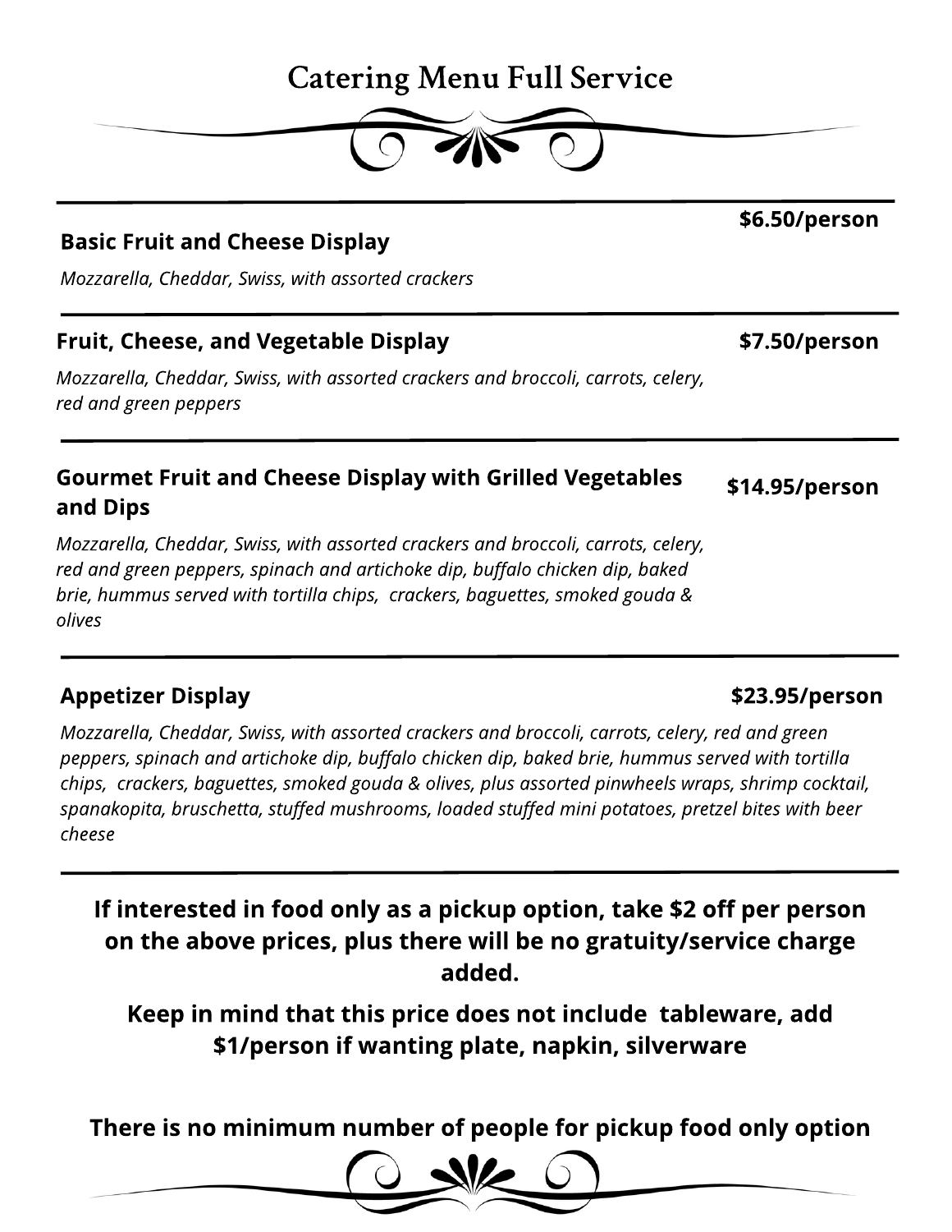# Catering Menu Full Service

**Basic Fruit and Cheese Display** **$6.50/person**

*Mozzarella, Cheddar, Swiss, with assorted crackers*

---

**Fruit, Cheese, and Vegetable Display** **$7.50/person**

*Mozzarella, Cheddar, Swiss, with assorted crackers and broccoli, carrots, celery, red and green peppers*

---

**Gourmet Fruit and Cheese Display with Grilled Vegetables and Dips** **$14.95/person**

*Mozzarella, Cheddar, Swiss, with assorted crackers and broccoli, carrots, celery, red and green peppers, spinach and artichoke dip, buffalo chicken dip, baked brie, hummus served with tortilla chips, crackers, baguettes, smoked gouda & olives*

---

**Appetizer Display** **$23.95/person**

*Mozzarella, Cheddar, Swiss, with assorted crackers and broccoli, carrots, celery, red and green peppers, spinach and artichoke dip, buffalo chicken dip, baked brie, hummus served with tortilla chips, crackers, baguettes, smoked gouda & olives, plus assorted pinwheels wraps, shrimp cocktail, spanakopita, bruschetta, stuffed mushrooms, loaded stuffed mini potatoes, pretzel bites with beer cheese*

---

**If interested in food only as a pickup option, take $2 off per person on the above prices, plus there will be no gratuity/service charge added.**

**Keep in mind that this price does not include tableware, add $1/person if wanting plate, napkin, silverware**

**There is no minimum number of people for pickup food only option**